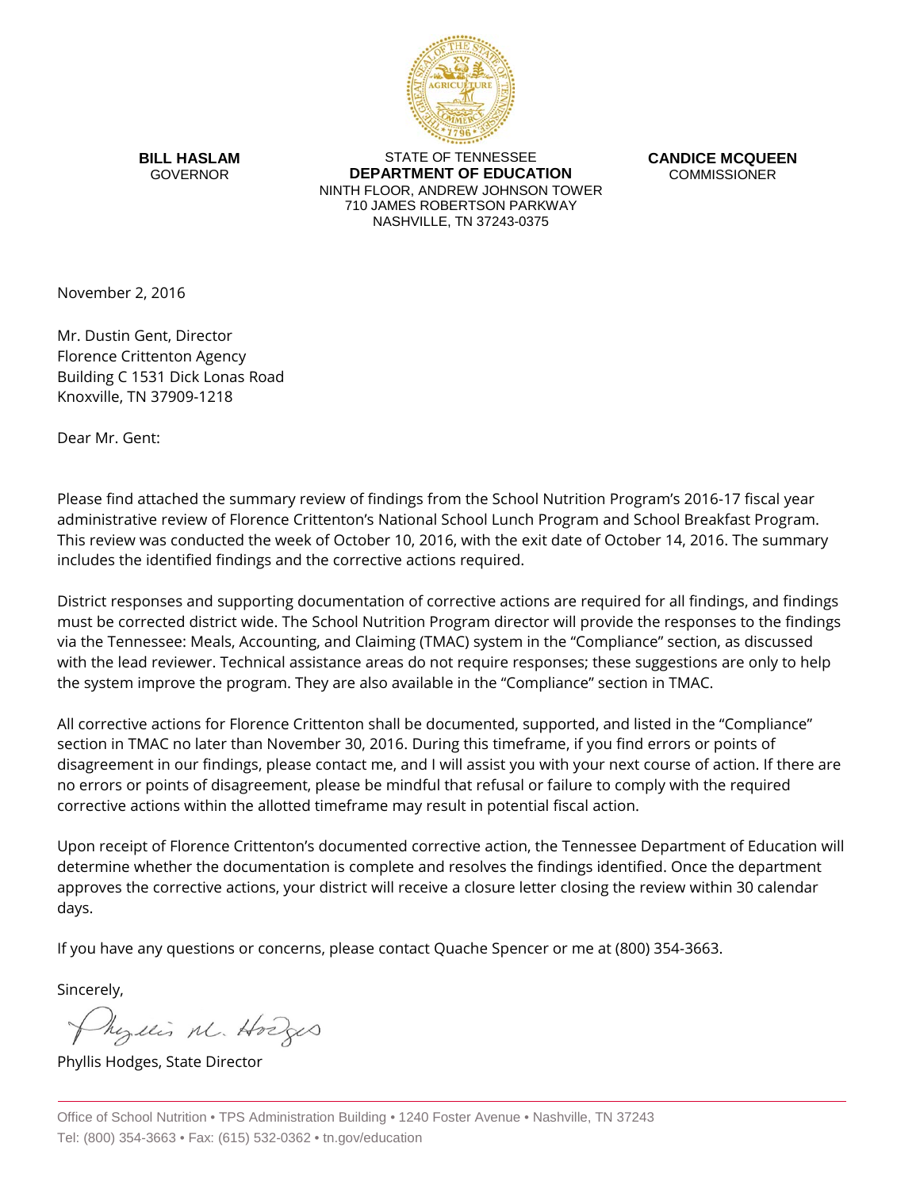**BILL HASLAM**
GOVERNOR

STATE OF TENNESSEE
**DEPARTMENT OF EDUCATION**
NINTH FLOOR, ANDREW JOHNSON TOWER
710 JAMES ROBERTSON PARKWAY
NASHVILLE, TN 37243-0375

**CANDICE MCQUEEN**
COMMISSIONER

November 2, 2016

Mr. Dustin Gent, Director
Florence Crittenton Agency
Building C 1531 Dick Lonas Road
Knoxville, TN 37909-1218

Dear Mr. Gent:

Please find attached the summary review of findings from the School Nutrition Program's 2016-17 fiscal year administrative review of Florence Crittenton's National School Lunch Program and School Breakfast Program. This review was conducted the week of October 10, 2016, with the exit date of October 14, 2016. The summary includes the identified findings and the corrective actions required.

District responses and supporting documentation of corrective actions are required for all findings, and findings must be corrected district wide. The School Nutrition Program director will provide the responses to the findings via the Tennessee: Meals, Accounting, and Claiming (TMAC) system in the "Compliance" section, as discussed with the lead reviewer. Technical assistance areas do not require responses; these suggestions are only to help the system improve the program. They are also available in the "Compliance" section in TMAC.

All corrective actions for Florence Crittenton shall be documented, supported, and listed in the "Compliance" section in TMAC no later than November 30, 2016. During this timeframe, if you find errors or points of disagreement in our findings, please contact me, and I will assist you with your next course of action. If there are no errors or points of disagreement, please be mindful that refusal or failure to comply with the required corrective actions within the allotted timeframe may result in potential fiscal action.

Upon receipt of Florence Crittenton's documented corrective action, the Tennessee Department of Education will determine whether the documentation is complete and resolves the findings identified. Once the department approves the corrective actions, your district will receive a closure letter closing the review within 30 calendar days.

If you have any questions or concerns, please contact Quache Spencer or me at (800) 354-3663.

Sincerely,

Phyllis M. Hodges

Phyllis Hodges, State Director

Office of School Nutrition • TPS Administration Building • 1240 Foster Avenue • Nashville, TN 37243
Tel: (800) 354-3663 • Fax: (615) 532-0362 • tn.gov/education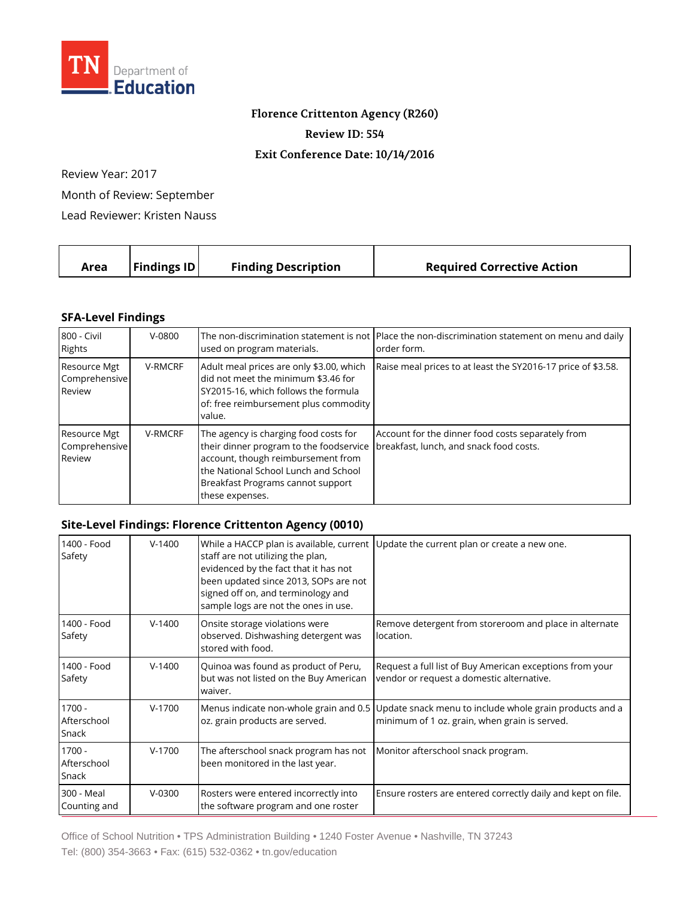TN Department of Education

**Florence Crittenton Agency (R260)**

**Review ID: 554**

**Exit Conference Date: 10/14/2016**

Review Year: 2017

Month of Review: September

Lead Reviewer: Kristen Nauss

| Area | Findings ID | Finding Description | Required Corrective Action |
|---|---|---|---|

### SFA-Level Findings

| Area | Findings ID | Finding Description | Required Corrective Action |
|---|---|---|---|
| 800 - Civil Rights | V-0800 | The non-discrimination statement is not used on program materials. | Place the non-discrimination statement on menu and daily order form. |
| Resource Mgt Comprehensive Review | V-RMCRF | Adult meal prices are only $3.00, which did not meet the minimum $3.46 for SY2015-16, which follows the formula of: free reimbursement plus commodity value. | Raise meal prices to at least the SY2016-17 price of $3.58. |
| Resource Mgt Comprehensive Review | V-RMCRF | The agency is charging food costs for their dinner program to the foodservice account, though reimbursement from the National School Lunch and School Breakfast Programs cannot support these expenses. | Account for the dinner food costs separately from breakfast, lunch, and snack food costs. |

### Site-Level Findings: Florence Crittenton Agency (0010)

| Area | Findings ID | Finding Description | Required Corrective Action |
|---|---|---|---|
| 1400 - Food Safety | V-1400 | While a HACCP plan is available, current staff are not utilizing the plan, evidenced by the fact that it has not been updated since 2013, SOPs are not signed off on, and terminology and sample logs are not the ones in use. | Update the current plan or create a new one. |
| 1400 - Food Safety | V-1400 | Onsite storage violations were observed. Dishwashing detergent was stored with food. | Remove detergent from storeroom and place in alternate location. |
| 1400 - Food Safety | V-1400 | Quinoa was found as product of Peru, but was not listed on the Buy American waiver. | Request a full list of Buy American exceptions from your vendor or request a domestic alternative. |
| 1700 - Afterschool Snack | V-1700 | Menus indicate non-whole grain and 0.5 oz. grain products are served. | Update snack menu to include whole grain products and a minimum of 1 oz. grain, when grain is served. |
| 1700 - Afterschool Snack | V-1700 | The afterschool snack program has not been monitored in the last year. | Monitor afterschool snack program. |
| 300 - Meal Counting and | V-0300 | Rosters were entered incorrectly into the software program and one roster | Ensure rosters are entered correctly daily and kept on file. |

Office of School Nutrition • TPS Administration Building • 1240 Foster Avenue • Nashville, TN 37243
Tel: (800) 354-3663 • Fax: (615) 532-0362 • tn.gov/education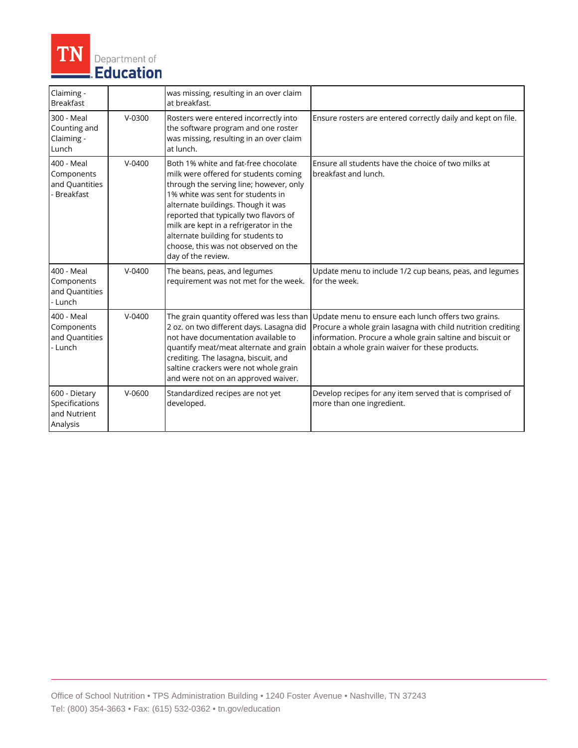| | | | |
|---|---|---|---|
| Claiming - Breakfast | | was missing, resulting in an over claim at breakfast. | |
| 300 - Meal Counting and Claiming - Lunch | V-0300 | Rosters were entered incorrectly into the software program and one roster was missing, resulting in an over claim at lunch. | Ensure rosters are entered correctly daily and kept on file. |
| 400 - Meal Components and Quantities - Breakfast | V-0400 | Both 1% white and fat-free chocolate milk were offered for students coming through the serving line; however, only 1% white was sent for students in alternate buildings. Though it was reported that typically two flavors of milk are kept in a refrigerator in the alternate building for students to choose, this was not observed on the day of the review. | Ensure all students have the choice of two milks at breakfast and lunch. |
| 400 - Meal Components and Quantities - Lunch | V-0400 | The beans, peas, and legumes requirement was not met for the week. | Update menu to include 1/2 cup beans, peas, and legumes for the week. |
| 400 - Meal Components and Quantities - Lunch | V-0400 | The grain quantity offered was less than 2 oz. on two different days. Lasagna did not have documentation available to quantify meat/meat alternate and grain crediting. The lasagna, biscuit, and saltine crackers were not whole grain and were not on an approved waiver. | Update menu to ensure each lunch offers two grains. Procure a whole grain lasagna with child nutrition crediting information. Procure a whole grain saltine and biscuit or obtain a whole grain waiver for these products. |
| 600 - Dietary Specifications and Nutrient Analysis | V-0600 | Standardized recipes are not yet developed. | Develop recipes for any item served that is comprised of more than one ingredient. |